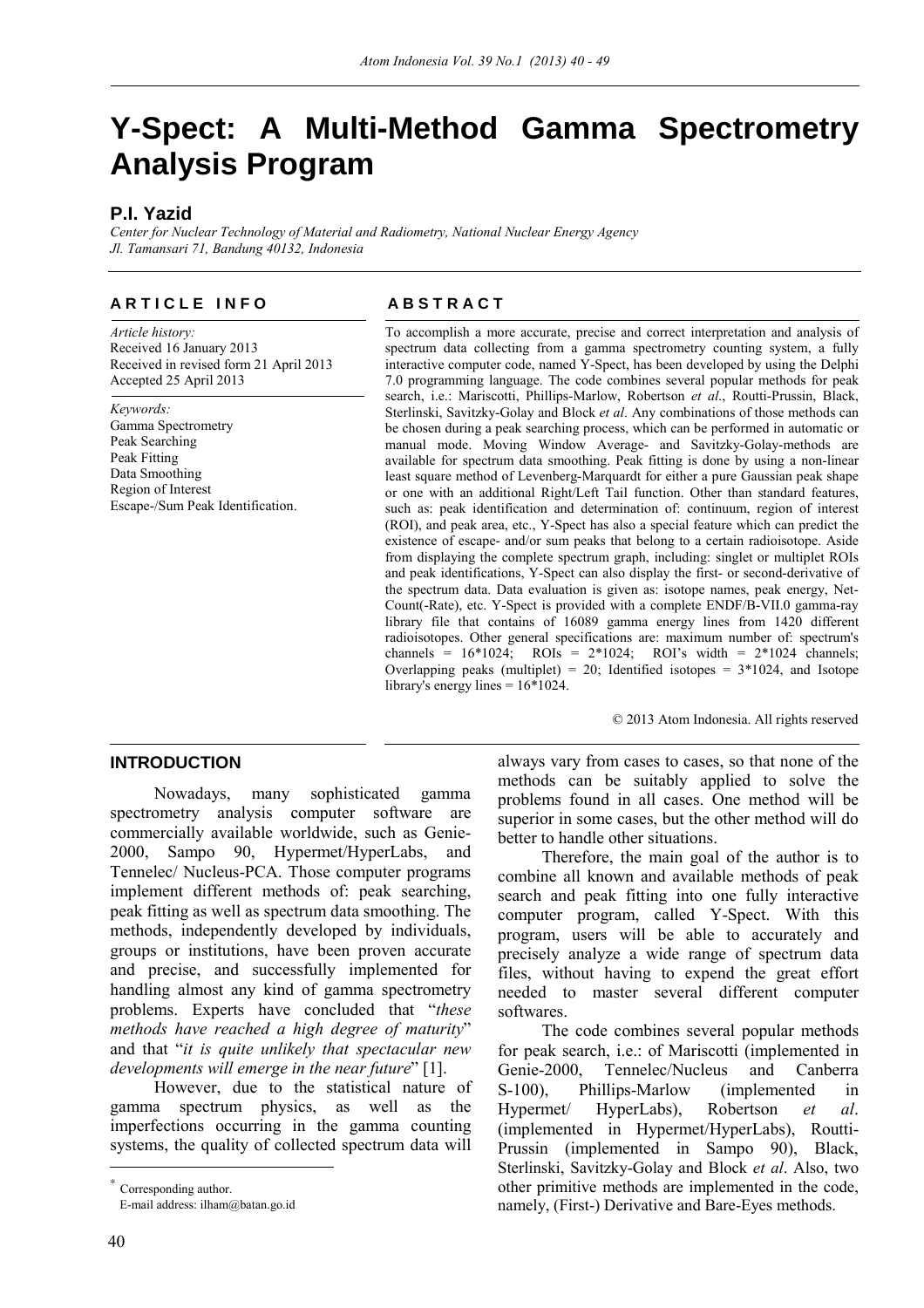# Y-Spect: A Multi-Method Gamma Spectrometry Analysis Program

**P.I. Yazid**

*Center for Nuclear Technology of Material and Radiometry, National Nuclear Energy Agency*
*Jl. Tamansari 71, Bandung 40132, Indonesia*

## ARTICLE INFO

*Article history:*
Received 16 January 2013
Received in revised form 21 April 2013
Accepted 25 April 2013

*Keywords:*
Gamma Spectrometry
Peak Searching
Peak Fitting
Data Smoothing
Region of Interest
Escape-/Sum Peak Identification.

## ABSTRACT

To accomplish a more accurate, precise and correct interpretation and analysis of spectrum data collecting from a gamma spectrometry counting system, a fully interactive computer code, named Y-Spect, has been developed by using the Delphi 7.0 programming language. The code combines several popular methods for peak search, i.e.: Mariscotti, Phillips-Marlow, Robertson *et al*., Routti-Prussin, Black, Sterlinski, Savitzky-Golay and Block *et al*. Any combinations of those methods can be chosen during a peak searching process, which can be performed in automatic or manual mode. Moving Window Average- and Savitzky-Golay-methods are available for spectrum data smoothing. Peak fitting is done by using a non-linear least square method of Levenberg-Marquardt for either a pure Gaussian peak shape or one with an additional Right/Left Tail function. Other than standard features, such as: peak identification and determination of: continuum, region of interest (ROI), and peak area, etc., Y-Spect has also a special feature which can predict the existence of escape- and/or sum peaks that belong to a certain radioisotope. Aside from displaying the complete spectrum graph, including: singlet or multiplet ROIs and peak identifications, Y-Spect can also display the first- or second-derivative of the spectrum data. Data evaluation is given as: isotope names, peak energy, Net-Count(-Rate), etc. Y-Spect is provided with a complete ENDF/B-VII.0 gamma-ray library file that contains of 16089 gamma energy lines from 1420 different radioisotopes. Other general specifications are: maximum number of: spectrum's channels = 16*1024; ROIs = 2*1024; ROI's width = 2*1024 channels; Overlapping peaks (multiplet) = 20; Identified isotopes = 3*1024, and Isotope library's energy lines = 16*1024.

© 2013 Atom Indonesia. All rights reserved

## INTRODUCTION

Nowadays, many sophisticated gamma spectrometry analysis computer software are commercially available worldwide, such as Genie-2000, Sampo 90, Hypermet/HyperLabs, and Tennelec/ Nucleus-PCA. Those computer programs implement different methods of: peak searching, peak fitting as well as spectrum data smoothing. The methods, independently developed by individuals, groups or institutions, have been proven accurate and precise, and successfully implemented for handling almost any kind of gamma spectrometry problems. Experts have concluded that "*these methods have reached a high degree of maturity*" and that "*it is quite unlikely that spectacular new developments will emerge in the near future*" [1].

However, due to the statistical nature of gamma spectrum physics, as well as the imperfections occurring in the gamma counting systems, the quality of collected spectrum data will always vary from cases to cases, so that none of the methods can be suitably applied to solve the problems found in all cases. One method will be superior in some cases, but the other method will do better to handle other situations.

Therefore, the main goal of the author is to combine all known and available methods of peak search and peak fitting into one fully interactive computer program, called Y-Spect. With this program, users will be able to accurately and precisely analyze a wide range of spectrum data files, without having to expend the great effort needed to master several different computer softwares.

The code combines several popular methods for peak search, i.e.: of Mariscotti (implemented in Genie-2000, Tennelec/Nucleus and Canberra S-100), Phillips-Marlow (implemented in Hypermet/ HyperLabs), Robertson *et al*. (implemented in Hypermet/HyperLabs), Routti-Prussin (implemented in Sampo 90), Black, Sterlinski, Savitzky-Golay and Block *et al*. Also, two other primitive methods are implemented in the code, namely, (First-) Derivative and Bare-Eyes methods.

* Corresponding author.
E-mail address: ilham@batan.go.id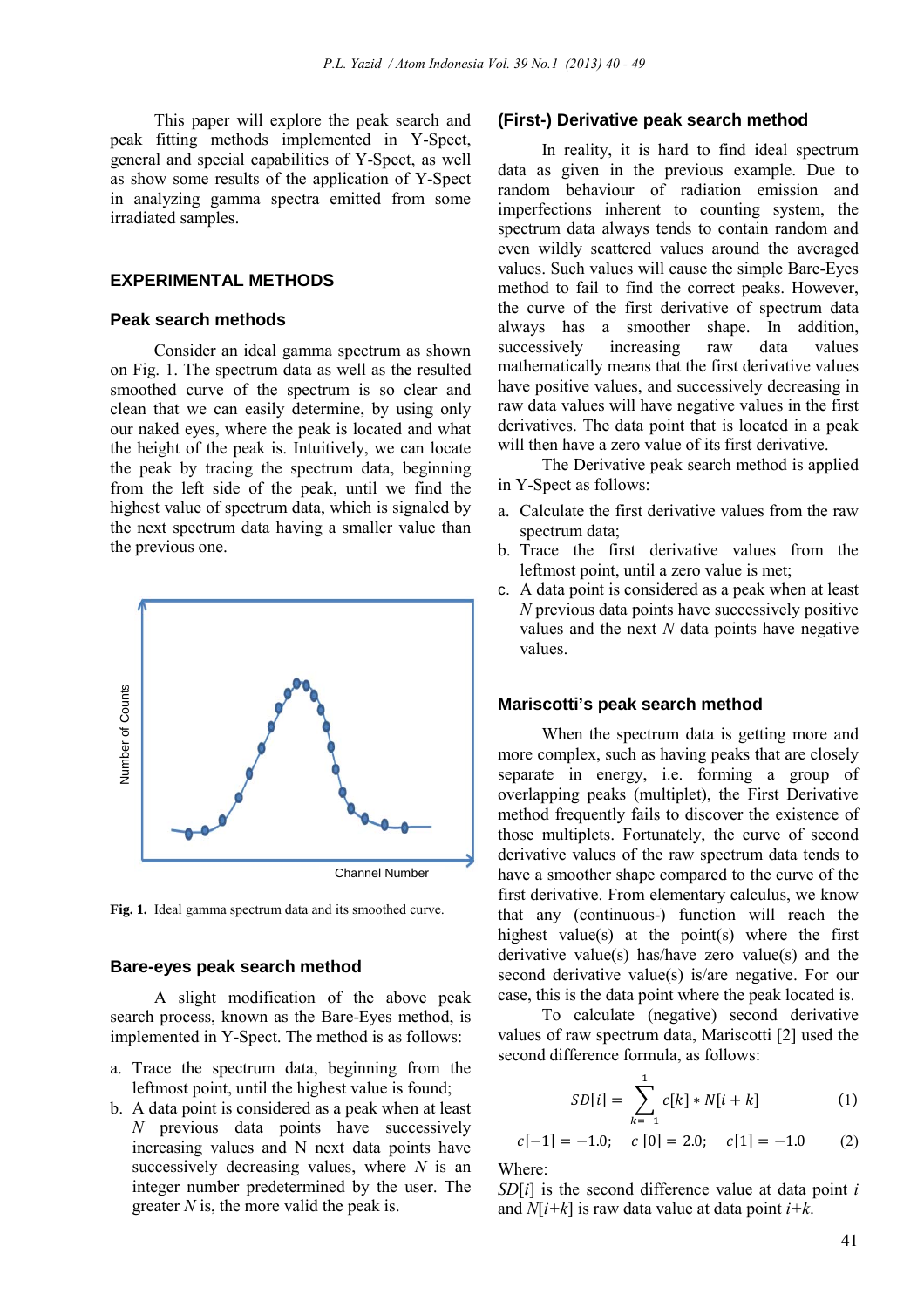This paper will explore the peak search and peak fitting methods implemented in Y-Spect, general and special capabilities of Y-Spect, as well as show some results of the application of Y-Spect in analyzing gamma spectra emitted from some irradiated samples.

## EXPERIMENTAL METHODS

### Peak search methods

Consider an ideal gamma spectrum as shown on Fig. 1. The spectrum data as well as the resulted smoothed curve of the spectrum is so clear and clean that we can easily determine, by using only our naked eyes, where the peak is located and what the height of the peak is. Intuitively, we can locate the peak by tracing the spectrum data, beginning from the left side of the peak, until we find the highest value of spectrum data, which is signaled by the next spectrum data having a smaller value than the previous one.

**Fig. 1.** Ideal gamma spectrum data and its smoothed curve.

### Bare-eyes peak search method

A slight modification of the above peak search process, known as the Bare-Eyes method, is implemented in Y-Spect. The method is as follows:

a. Trace the spectrum data, beginning from the leftmost point, until the highest value is found;
b. A data point is considered as a peak when at least *N* previous data points have successively increasing values and N next data points have successively decreasing values, where *N* is an integer number predetermined by the user. The greater *N* is, the more valid the peak is.

### (First-) Derivative peak search method

In reality, it is hard to find ideal spectrum data as given in the previous example. Due to random behaviour of radiation emission and imperfections inherent to counting system, the spectrum data always tends to contain random and even wildly scattered values around the averaged values. Such values will cause the simple Bare-Eyes method to fail to find the correct peaks. However, the curve of the first derivative of spectrum data always has a smoother shape. In addition, successively increasing raw data values mathematically means that the first derivative values have positive values, and successively decreasing in raw data values will have negative values in the first derivatives. The data point that is located in a peak will then have a zero value of its first derivative.

The Derivative peak search method is applied in Y-Spect as follows:

a. Calculate the first derivative values from the raw spectrum data;
b. Trace the first derivative values from the leftmost point, until a zero value is met;
c. A data point is considered as a peak when at least *N* previous data points have successively positive values and the next *N* data points have negative values.

### Mariscotti's peak search method

When the spectrum data is getting more and more complex, such as having peaks that are closely separate in energy, i.e. forming a group of overlapping peaks (multiplet), the First Derivative method frequently fails to discover the existence of those multiplets. Fortunately, the curve of second derivative values of the raw spectrum data tends to have a smoother shape compared to the curve of the first derivative. From elementary calculus, we know that any (continuous-) function will reach the highest value(s) at the point(s) where the first derivative value(s) has/have zero value(s) and the second derivative value(s) is/are negative. For our case, this is the data point where the peak located is.

To calculate (negative) second derivative values of raw spectrum data, Mariscotti [2] used the second difference formula, as follows:

$$SD[i] = \sum_{k=-1}^{1} c[k] * N[i+k] \tag{1}$$

$$c[-1] = -1.0; \quad c\,[0] = 2.0; \quad c[1] = -1.0 \tag{2}$$

Where:

$SD[i]$ is the second difference value at data point $i$ and $N[i+k]$ is raw data value at data point $i+k$.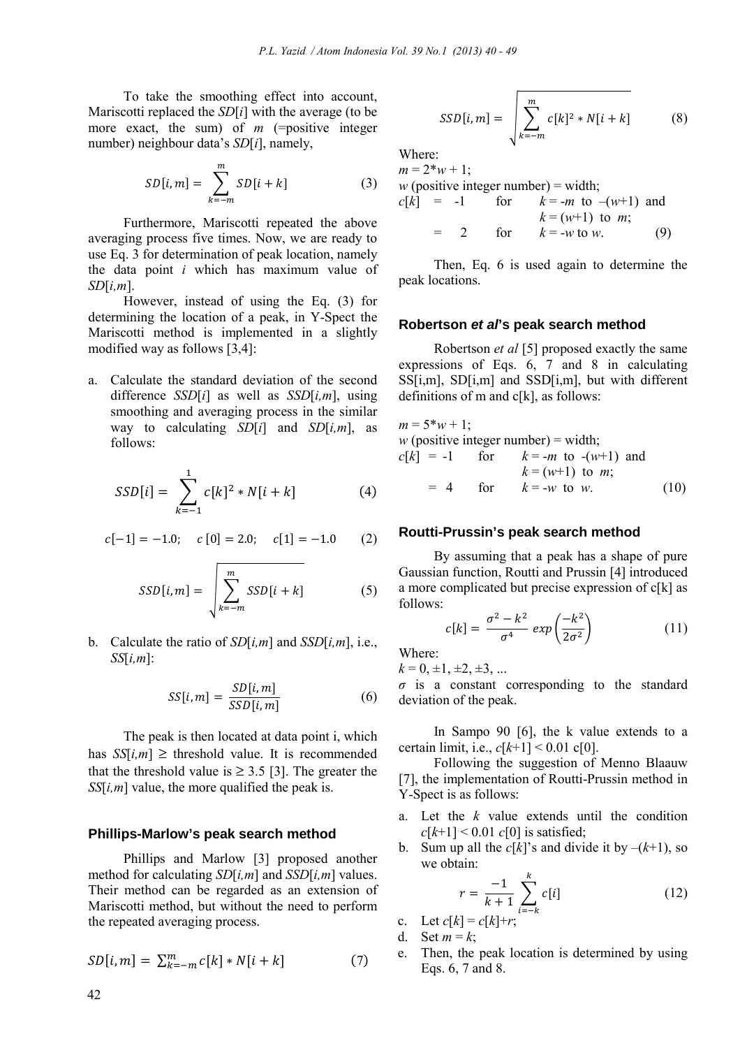To take the smoothing effect into account, Mariscotti replaced the $SD[i]$ with the average (to be more exact, the sum) of $m$ (=positive integer number) neighbour data's $SD[i]$, namely,

$$SD[i,m] = \sum_{k=-m}^{m} SD[i+k] \tag{3}$$

Furthermore, Mariscotti repeated the above averaging process five times. Now, we are ready to use Eq. 3 for determination of peak location, namely the data point $i$ which has maximum value of $SD[i,m]$.

However, instead of using the Eq. (3) for determining the location of a peak, in Y-Spect the Mariscotti method is implemented in a slightly modified way as follows [3,4]:

a. Calculate the standard deviation of the second difference $SSD[i]$ as well as $SSD[i,m]$, using smoothing and averaging process in the similar way to calculating $SD[i]$ and $SD[i,m]$, as follows:

$$SSD[i] = \sum_{k=-1}^{1} c[k]^2 * N[i+k] \tag{4}$$

$$c[-1] = -1.0; \quad c\,[0] = 2.0; \quad c[1] = -1.0 \tag{2}$$

$$SSD[i,m] = \sqrt{\sum_{k=-m}^{m} SSD[i+k]} \tag{5}$$

b. Calculate the ratio of $SD[i,m]$ and $SSD[i,m]$, i.e., $SS[i,m]$:

$$SS[i,m] = \frac{SD[i,m]}{SSD[i,m]} \tag{6}$$

The peak is then located at data point i, which has $SS[i,m] \geq$ threshold value. It is recommended that the threshold value is $\geq 3.5$ [3]. The greater the $SS[i,m]$ value, the more qualified the peak is.

## Phillips-Marlow's peak search method

Phillips and Marlow [3] proposed another method for calculating $SD[i,m]$ and $SSD[i,m]$ values. Their method can be regarded as an extension of Mariscotti method, but without the need to perform the repeated averaging process.

$$SD[i,m] = \sum_{k=-m}^{m} c[k] * N[i+k] \tag{7}$$

$$SSD[i,m] = \sqrt{\sum_{k=-m}^{m} c[k]^2 * N[i+k]} \tag{8}$$

Where:

$m = 2*w + 1$;

$w$ (positive integer number) = width;

$c[k]$ = -1 for $k = -m$ to $-(w+1)$ and $k = (w+1)$ to $m$;

= 2 for $k = -w$ to $w$. (9)

Then, Eq. 6 is used again to determine the peak locations.

## Robertson *et al*'s peak search method

Robertson *et al* [5] proposed exactly the same expressions of Eqs. 6, 7 and 8 in calculating SS[i,m], SD[i,m] and SSD[i,m], but with different definitions of m and c[k], as follows:

$m = 5*w + 1$;

$w$ (positive integer number) = width;

$c[k]$ = -1 for $k = -m$ to $-(w+1)$ and $k = (w+1)$ to $m$;

= 4 for $k = -w$ to $w$. (10)

## Routti-Prussin's peak search method

By assuming that a peak has a shape of pure Gaussian function, Routti and Prussin [4] introduced a more complicated but precise expression of c[k] as follows:

$$c[k] = \frac{\sigma^2 - k^2}{\sigma^4} \exp\left(\frac{-k^2}{2\sigma^2}\right) \tag{11}$$

Where:

$k = 0, \pm1, \pm2, \pm3, \ldots$

$\sigma$ is a constant corresponding to the standard deviation of the peak.

In Sampo 90 [6], the k value extends to a certain limit, i.e., $c[k+1] < 0.01$ c[0].

Following the suggestion of Menno Blaauw [7], the implementation of Routti-Prussin method in Y-Spect is as follows:

a. Let the $k$ value extends until the condition $c[k+1] < 0.01\, c[0]$ is satisfied;
b. Sum up all the $c[k]$'s and divide it by $-(k+1)$, so we obtain:

$$r = \frac{-1}{k+1} \sum_{i=-k}^{k} c[i] \tag{12}$$

c. Let $c[k] = c[k]+r$;
d. Set $m = k$;
e. Then, the peak location is determined by using Eqs. 6, 7 and 8.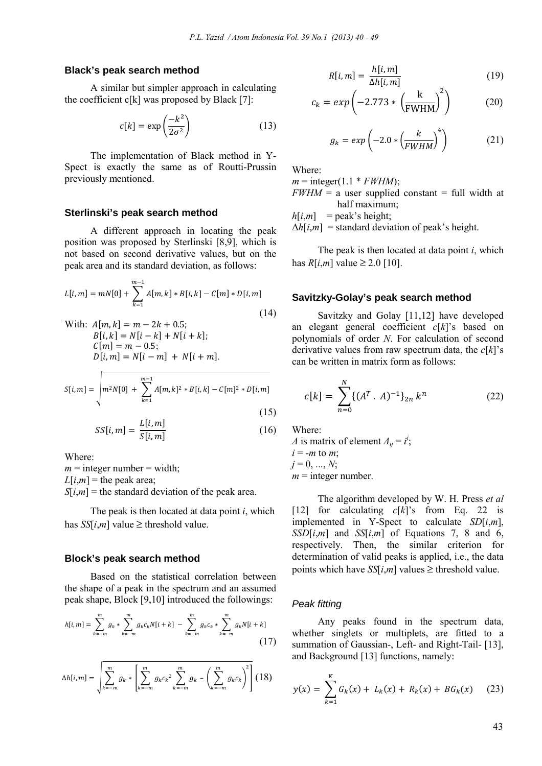### Black's peak search method

A similar but simpler approach in calculating the coefficient c[k] was proposed by Black [7]:

$$c[k] = \exp\left(\frac{-k^2}{2\sigma^2}\right) \quad (13)$$

The implementation of Black method in Y-Spect is exactly the same as of Routti-Prussin previously mentioned.

### Sterlinski's peak search method

A different approach in locating the peak position was proposed by Sterlinski [8,9], which is not based on second derivative values, but on the peak area and its standard deviation, as follows:

$$L[i,m] = mN[0] + \sum_{k=1}^{m-1} A[m,k] * B[i,k] - C[m] * D[i,m] \quad (14)$$

With: $A[m,k] = m - 2k + 0.5$;
$B[i,k] = N[i-k] + N[i+k]$;
$C[m] = m - 0.5$;
$D[i,m] = N[i-m] + N[i+m]$.

$$S[i,m] = \sqrt{m^2 N[0] + \sum_{k=1}^{m-1} A[m,k]^2 * B[i,k] - C[m]^2 * D[i,m]} \quad (15)$$

$$SS[i,m] = \frac{L[i,m]}{S[i,m]} \quad (16)$$

Where:
$m$ = integer number = width;
$L[i,m]$ = the peak area;
$S[i,m]$ = the standard deviation of the peak area.

The peak is then located at data point $i$, which has $SS[i,m]$ value ≥ threshold value.

### Block's peak search method

Based on the statistical correlation between the shape of a peak in the spectrum and an assumed peak shape, Block [9,10] introduced the followings:

$$h[i,m] = \sum_{k=-m}^{m} g_k * \sum_{k=-m}^{m} g_k c_k N[i+k] - \sum_{k=-m}^{m} g_k c_k * \sum_{k=-m}^{m} g_k N[i+k] \quad (17)$$

$$\Delta h[i,m] = \sqrt{\sum_{k=-m}^{m} g_k * \left[\sum_{k=-m}^{m} g_k c_k^2 \sum_{k=-m}^{m} g_k - \left(\sum_{k=-m}^{m} g_k c_k\right)^2\right]} \quad (18)$$

$$R[i,m] = \frac{h[i,m]}{\Delta h[i,m]} \quad (19)$$

$$c_k = exp\left(-2.773 * \left(\frac{\text{k}}{\text{FWHM}}\right)^2\right) \quad (20)$$

$$g_k = exp\left(-2.0 * \left(\frac{k}{FWHM}\right)^4\right) \quad (21)$$

Where:
$m$ = integer(1.1 * $FWHM$);
$FWHM$ = a user supplied constant = full width at half maximum;
$h[i,m]$ = peak's height;
$\Delta h[i,m]$ = standard deviation of peak's height.

The peak is then located at data point $i$, which has $R[i,m]$ value ≥ 2.0 [10].

### Savitzky-Golay's peak search method

Savitzky and Golay [11,12] have developed an elegant general coefficient $c[k]$'s based on polynomials of order $N$. For calculation of second derivative values from raw spectrum data, the $c[k]$'s can be written in matrix form as follows:

$$c[k] = \sum_{n=0}^{N} \{(A^T . A)^{-1}\}_{2n} k^n \quad (22)$$

Where:
$A$ is matrix of element $A_{ij} = i^j$;
$i = -m$ to $m$;
$j = 0, ..., N$;
$m$ = integer number.

The algorithm developed by W. H. Press *et al* [12] for calculating $c[k]$'s from Eq. 22 is implemented in Y-Spect to calculate $SD[i,m]$, $SSD[i,m]$ and $SS[i,m]$ of Equations 7, 8 and 6, respectively. Then, the similar criterion for determination of valid peaks is applied, i.e., the data points which have $SS[i,m]$ values ≥ threshold value.

### *Peak fitting*

Any peaks found in the spectrum data, whether singlets or multiplets, are fitted to a summation of Gaussian-, Left- and Right-Tail- [13], and Background [13] functions, namely:

$$y(x) = \sum_{k=1}^{K} G_k(x) + L_k(x) + R_k(x) + BG_k(x) \quad (23)$$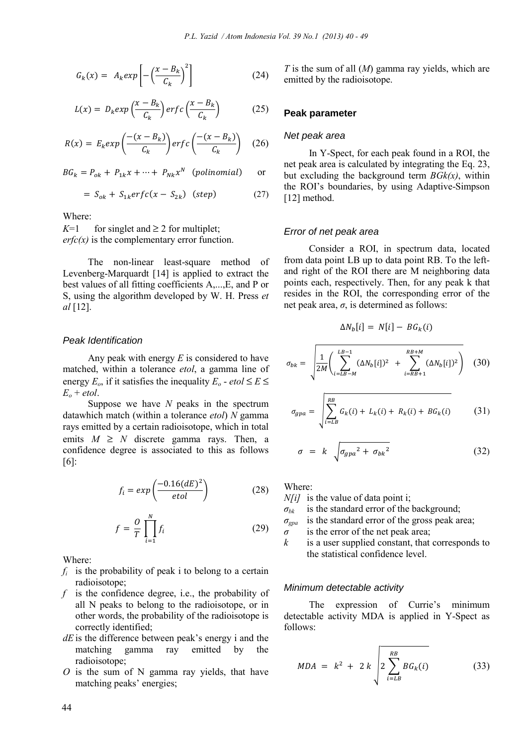$$G_k(x) = A_k exp\left[-\left(\frac{x - B_k}{C_k}\right)^2\right] \quad (24)$$

$$L(x) = D_k exp\left(\frac{x - B_k}{C_k}\right) erfc\left(\frac{x - B_k}{C_k}\right) \quad (25)$$

$$R(x) = E_k exp\left(\frac{-(x - B_k)}{C_k}\right) erfc\left(\frac{-(x - B_k)}{C_k}\right) \quad (26)$$

$$BG_k = P_{ok} + P_{1k}x + \cdots + P_{Nk}x^N \quad (polinomial) \quad \text{or}$$

$$= S_{ok} + S_{1k} erfc(x - S_{2k}) \quad (step) \quad (27)$$

Where:

$K$=1 for singlet and ≥ 2 for multiplet;

*erfc(x)* is the complementary error function.

The non-linear least-square method of Levenberg-Marquardt [14] is applied to extract the best values of all fitting coefficients A,...,E, and P or S, using the algorithm developed by W. H. Press *et al* [12].

### *Peak Identification*

Any peak with energy $E$ is considered to have matched, within a tolerance *etol*, a gamma line of energy $E_o$, if it satisfies the inequality $E_o - etol \leq E \leq E_o + etol$.

Suppose we have $N$ peaks in the spectrum datawhich match (within a tolerance *etol*) $N$ gamma rays emitted by a certain radioisotope, which in total emits $M \geq N$ discrete gamma rays. Then, a confidence degree is associated to this as follows [6]:

$$f_i = exp\left(\frac{-0.16(dE)^2}{etol}\right) \quad (28)$$

$$f = \frac{O}{T}\prod_{i=1}^{N} f_i \quad (29)$$

Where:

- $f_i$ is the probability of peak i to belong to a certain radioisotope;
- $f$ is the confidence degree, i.e., the probability of all N peaks to belong to the radioisotope, or in other words, the probability of the radioisotope is correctly identified;
- $dE$ is the difference between peak's energy i and the matching gamma ray emitted by the radioisotope;
- $O$ is the sum of N gamma ray yields, that have matching peaks' energies;

$T$ is the sum of all ($M$) gamma ray yields, which are emitted by the radioisotope.

## Peak parameter

### *Net peak area*

In Y-Spect, for each peak found in a ROI, the net peak area is calculated by integrating the Eq. 23, but excluding the background term *BGk(x)*, within the ROI's boundaries, by using Adaptive-Simpson [12] method.

### *Error of net peak area*

Consider a ROI, in spectrum data, located from data point LB up to data point RB. To the left- and right of the ROI there are M neighboring data points each, respectively. Then, for any peak k that resides in the ROI, the corresponding error of the net peak area, $\sigma$, is determined as follows:

$$\Delta N_b[i] = N[i] - BG_k(i)$$

$$\sigma_{bk} = \sqrt{\frac{1}{2M}\left(\sum_{i=LB-M}^{LB-1}(\Delta N_b[i])^2 + \sum_{i=RB+1}^{RB+M}(\Delta N_b[i])^2\right)} \quad (30)$$

$$\sigma_{gpa} = \sqrt{\sum_{i=LB}^{RB} G_k(i) + L_k(i) + R_k(i) + BG_k(i)} \quad (31)$$

$$\sigma = k\sqrt{{\sigma_{gpa}}^2 + {\sigma_{bk}}^2} \quad (32)$$

Where:

- $N[i]$ is the value of data point i;
- $\sigma_{bk}$ is the standard error of the background;
- $\sigma_{gpa}$ is the standard error of the gross peak area;
- $\sigma$ is the error of the net peak area;
- $k$ is a user supplied constant, that corresponds to the statistical confidence level.

### *Minimum detectable activity*

The expression of Currie's minimum detectable activity MDA is applied in Y-Spect as follows:

$$MDA = k^2 + 2k\sqrt{2\sum_{i=LB}^{RB} BG_k(i)} \quad (33)$$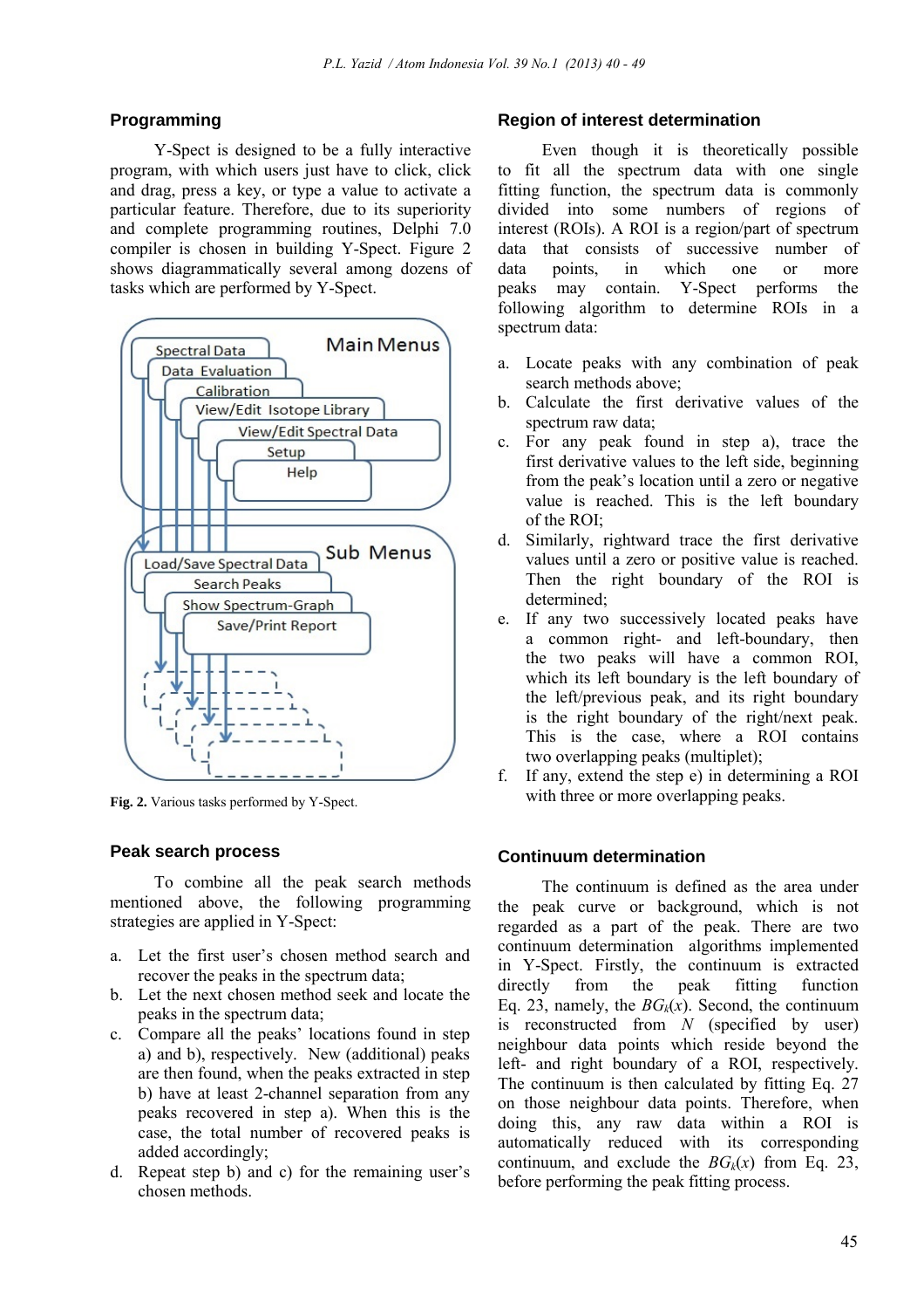## Programming

Y-Spect is designed to be a fully interactive program, with which users just have to click, click and drag, press a key, or type a value to activate a particular feature. Therefore, due to its superiority and complete programming routines, Delphi 7.0 compiler is chosen in building Y-Spect. Figure 2 shows diagrammatically several among dozens of tasks which are performed by Y-Spect.

**Fig. 2.** Various tasks performed by Y-Spect.

## Peak search process

To combine all the peak search methods mentioned above, the following programming strategies are applied in Y-Spect:

a. Let the first user's chosen method search and recover the peaks in the spectrum data;
b. Let the next chosen method seek and locate the peaks in the spectrum data;
c. Compare all the peaks' locations found in step a) and b), respectively. New (additional) peaks are then found, when the peaks extracted in step b) have at least 2-channel separation from any peaks recovered in step a). When this is the case, the total number of recovered peaks is added accordingly;
d. Repeat step b) and c) for the remaining user's chosen methods.

## Region of interest determination

Even though it is theoretically possible to fit all the spectrum data with one single fitting function, the spectrum data is commonly divided into some numbers of regions of interest (ROIs). A ROI is a region/part of spectrum data that consists of successive number of data points, in which one or more peaks may contain. Y-Spect performs the following algorithm to determine ROIs in a spectrum data:

a. Locate peaks with any combination of peak search methods above;
b. Calculate the first derivative values of the spectrum raw data;
c. For any peak found in step a), trace the first derivative values to the left side, beginning from the peak's location until a zero or negative value is reached. This is the left boundary of the ROI;
d. Similarly, rightward trace the first derivative values until a zero or positive value is reached. Then the right boundary of the ROI is determined;
e. If any two successively located peaks have a common right- and left-boundary, then the two peaks will have a common ROI, which its left boundary is the left boundary of the left/previous peak, and its right boundary is the right boundary of the right/next peak. This is the case, where a ROI contains two overlapping peaks (multiplet);
f. If any, extend the step e) in determining a ROI with three or more overlapping peaks.

## Continuum determination

The continuum is defined as the area under the peak curve or background, which is not regarded as a part of the peak. There are two continuum determination algorithms implemented in Y-Spect. Firstly, the continuum is extracted directly from the peak fitting function Eq. 23, namely, the $BG_k(x)$. Second, the continuum is reconstructed from $N$ (specified by user) neighbour data points which reside beyond the left- and right boundary of a ROI, respectively. The continuum is then calculated by fitting Eq. 27 on those neighbour data points. Therefore, when doing this, any raw data within a ROI is automatically reduced with its corresponding continuum, and exclude the $BG_k(x)$ from Eq. 23, before performing the peak fitting process.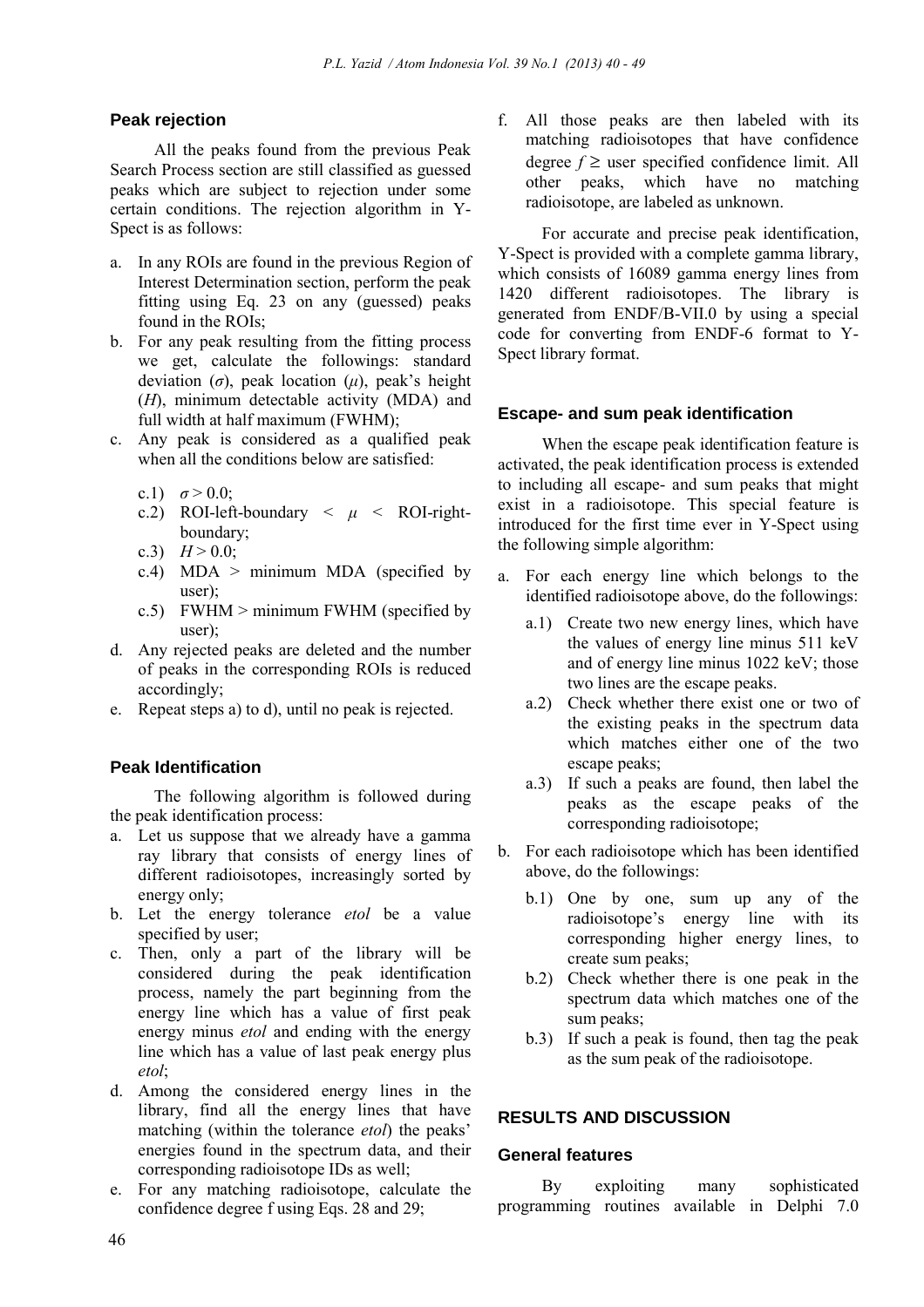### Peak rejection

All the peaks found from the previous Peak Search Process section are still classified as guessed peaks which are subject to rejection under some certain conditions. The rejection algorithm in Y-Spect is as follows:

a. In any ROIs are found in the previous Region of Interest Determination section, perform the peak fitting using Eq. 23 on any (guessed) peaks found in the ROIs;
b. For any peak resulting from the fitting process we get, calculate the followings: standard deviation ($\sigma$), peak location ($\mu$), peak's height ($H$), minimum detectable activity (MDA) and full width at half maximum (FWHM);
c. Any peak is considered as a qualified peak when all the conditions below are satisfied:
   - c.1) $\sigma > 0.0$;
   - c.2) ROI-left-boundary $< \mu <$ ROI-right-boundary;
   - c.3) $H > 0.0$;
   - c.4) MDA > minimum MDA (specified by user);
   - c.5) FWHM > minimum FWHM (specified by user);
d. Any rejected peaks are deleted and the number of peaks in the corresponding ROIs is reduced accordingly;
e. Repeat steps a) to d), until no peak is rejected.

### Peak Identification

The following algorithm is followed during the peak identification process:

a. Let us suppose that we already have a gamma ray library that consists of energy lines of different radioisotopes, increasingly sorted by energy only;
b. Let the energy tolerance *etol* be a value specified by user;
c. Then, only a part of the library will be considered during the peak identification process, namely the part beginning from the energy line which has a value of first peak energy minus *etol* and ending with the energy line which has a value of last peak energy plus *etol*;
d. Among the considered energy lines in the library, find all the energy lines that have matching (within the tolerance *etol*) the peaks' energies found in the spectrum data, and their corresponding radioisotope IDs as well;
e. For any matching radioisotope, calculate the confidence degree f using Eqs. 28 and 29;
f. All those peaks are then labeled with its matching radioisotopes that have confidence degree $f \geq$ user specified confidence limit. All other peaks, which have no matching radioisotope, are labeled as unknown.

For accurate and precise peak identification, Y-Spect is provided with a complete gamma library, which consists of 16089 gamma energy lines from 1420 different radioisotopes. The library is generated from ENDF/B-VII.0 by using a special code for converting from ENDF-6 format to Y-Spect library format.

### Escape- and sum peak identification

When the escape peak identification feature is activated, the peak identification process is extended to including all escape- and sum peaks that might exist in a radioisotope. This special feature is introduced for the first time ever in Y-Spect using the following simple algorithm:

a. For each energy line which belongs to the identified radioisotope above, do the followings:
   - a.1) Create two new energy lines, which have the values of energy line minus 511 keV and of energy line minus 1022 keV; those two lines are the escape peaks.
   - a.2) Check whether there exist one or two of the existing peaks in the spectrum data which matches either one of the two escape peaks;
   - a.3) If such a peaks are found, then label the peaks as the escape peaks of the corresponding radioisotope;
b. For each radioisotope which has been identified above, do the followings:
   - b.1) One by one, sum up any of the radioisotope's energy line with its corresponding higher energy lines, to create sum peaks;
   - b.2) Check whether there is one peak in the spectrum data which matches one of the sum peaks;
   - b.3) If such a peak is found, then tag the peak as the sum peak of the radioisotope.

## RESULTS AND DISCUSSION

### General features

By exploiting many sophisticated programming routines available in Delphi 7.0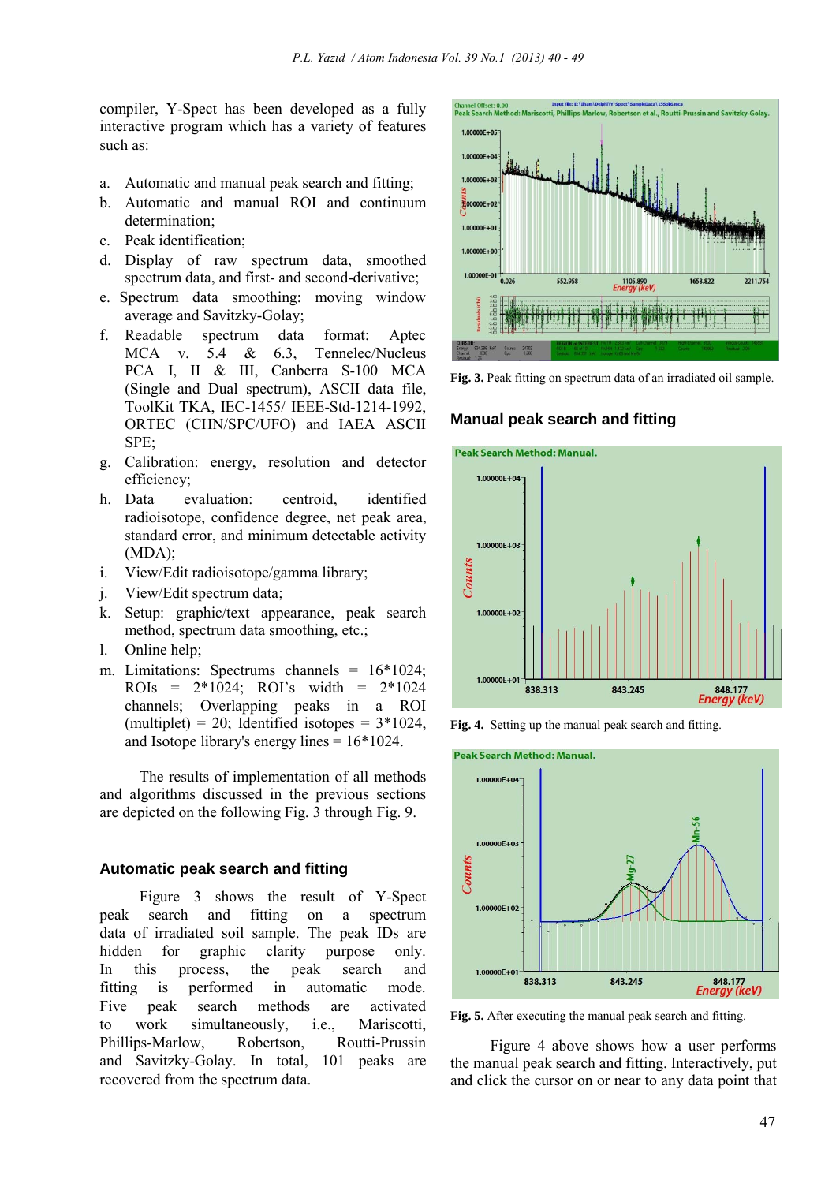compiler, Y-Spect has been developed as a fully interactive program which has a variety of features such as:

a. Automatic and manual peak search and fitting;
b. Automatic and manual ROI and continuum determination;
c. Peak identification;
d. Display of raw spectrum data, smoothed spectrum data, and first- and second-derivative;
e. Spectrum data smoothing: moving window average and Savitzky-Golay;
f. Readable spectrum data format: Aptec MCA v. 5.4 & 6.3, Tennelec/Nucleus PCA I, II & III, Canberra S-100 MCA (Single and Dual spectrum), ASCII data file, ToolKit TKA, IEC-1455/ IEEE-Std-1214-1992, ORTEC (CHN/SPC/UFO) and IAEA ASCII SPE;
g. Calibration: energy, resolution and detector efficiency;
h. Data evaluation: centroid, identified radioisotope, confidence degree, net peak area, standard error, and minimum detectable activity (MDA);
i. View/Edit radioisotope/gamma library;
j. View/Edit spectrum data;
k. Setup: graphic/text appearance, peak search method, spectrum data smoothing, etc.;
l. Online help;
m. Limitations: Spectrums channels = 16*1024; ROIs = 2*1024; ROI's width = 2*1024 channels; Overlapping peaks in a ROI (multiplet) = 20; Identified isotopes = 3*1024, and Isotope library's energy lines = 16*1024.

The results of implementation of all methods and algorithms discussed in the previous sections are depicted on the following Fig. 3 through Fig. 9.

## Automatic peak search and fitting

Figure 3 shows the result of Y-Spect peak search and fitting on a spectrum data of irradiated soil sample. The peak IDs are hidden for graphic clarity purpose only. In this process, the peak search and fitting is performed in automatic mode. Five peak search methods are activated to work simultaneously, i.e., Mariscotti, Phillips-Marlow, Robertson, and Routti-Prussin and Savitzky-Golay. In total, 101 peaks are recovered from the spectrum data.

**Fig. 3.** Peak fitting on spectrum data of an irradiated oil sample.

## Manual peak search and fitting

**Fig. 4.** Setting up the manual peak search and fitting.

**Fig. 5.** After executing the manual peak search and fitting.

Figure 4 above shows how a user performs the manual peak search and fitting. Interactively, put and click the cursor on or near to any data point that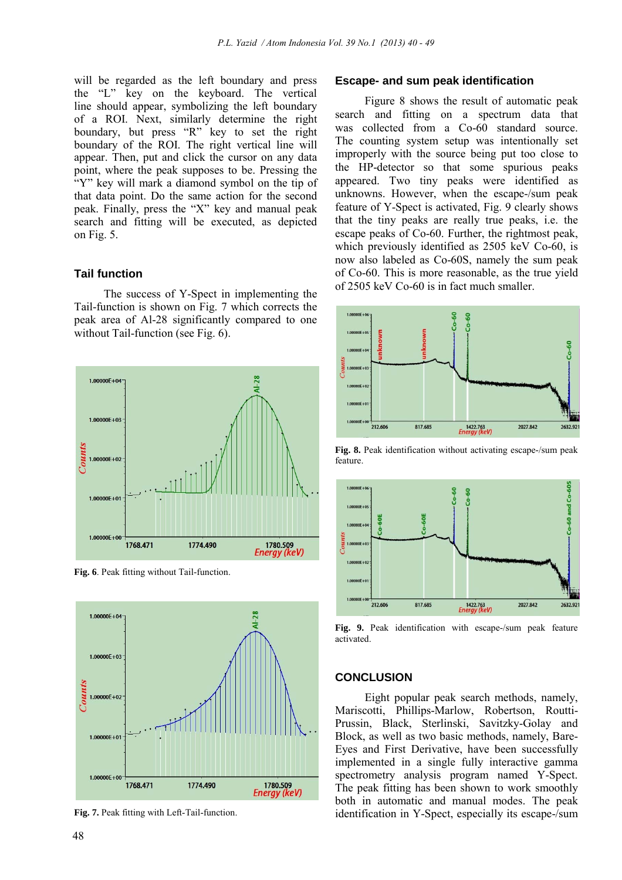will be regarded as the left boundary and press the "L" key on the keyboard. The vertical line should appear, symbolizing the left boundary of a ROI. Next, similarly determine the right boundary, but press "R" key to set the right boundary of the ROI. The right vertical line will appear. Then, put and click the cursor on any data point, where the peak supposes to be. Pressing the "Y" key will mark a diamond symbol on the tip of that data point. Do the same action for the second peak. Finally, press the "X" key and manual peak search and fitting will be executed, as depicted on Fig. 5.

## Tail function

The success of Y-Spect in implementing the Tail-function is shown on Fig. 7 which corrects the peak area of Al-28 significantly compared to one without Tail-function (see Fig. 6).

**Fig. 6**. Peak fitting without Tail-function.

**Fig. 7.** Peak fitting with Left-Tail-function.

## Escape- and sum peak identification

Figure 8 shows the result of automatic peak search and fitting on a spectrum data that was collected from a Co-60 standard source. The counting system setup was intentionally set improperly with the source being put too close to the HP-detector so that some spurious peaks appeared. Two tiny peaks were identified as unknowns. However, when the escape-/sum peak feature of Y-Spect is activated, Fig. 9 clearly shows that the tiny peaks are really true peaks, i.e. the escape peaks of Co-60. Further, the rightmost peak, which previously identified as 2505 keV Co-60, is now also labeled as Co-60S, namely the sum peak of Co-60. This is more reasonable, as the true yield of 2505 keV Co-60 is in fact much smaller.

**Fig. 8.** Peak identification without activating escape-/sum peak feature.

**Fig. 9.** Peak identification with escape-/sum peak feature activated.

## CONCLUSION

Eight popular peak search methods, namely, Mariscotti, Phillips-Marlow, Robertson, Routti-Prussin, Black, Sterlinski, Savitzky-Golay and Block, as well as two basic methods, namely, Bare-Eyes and First Derivative, have been successfully implemented in a single fully interactive gamma spectrometry analysis program named Y-Spect. The peak fitting has been shown to work smoothly both in automatic and manual modes. The peak identification in Y-Spect, especially its escape-/sum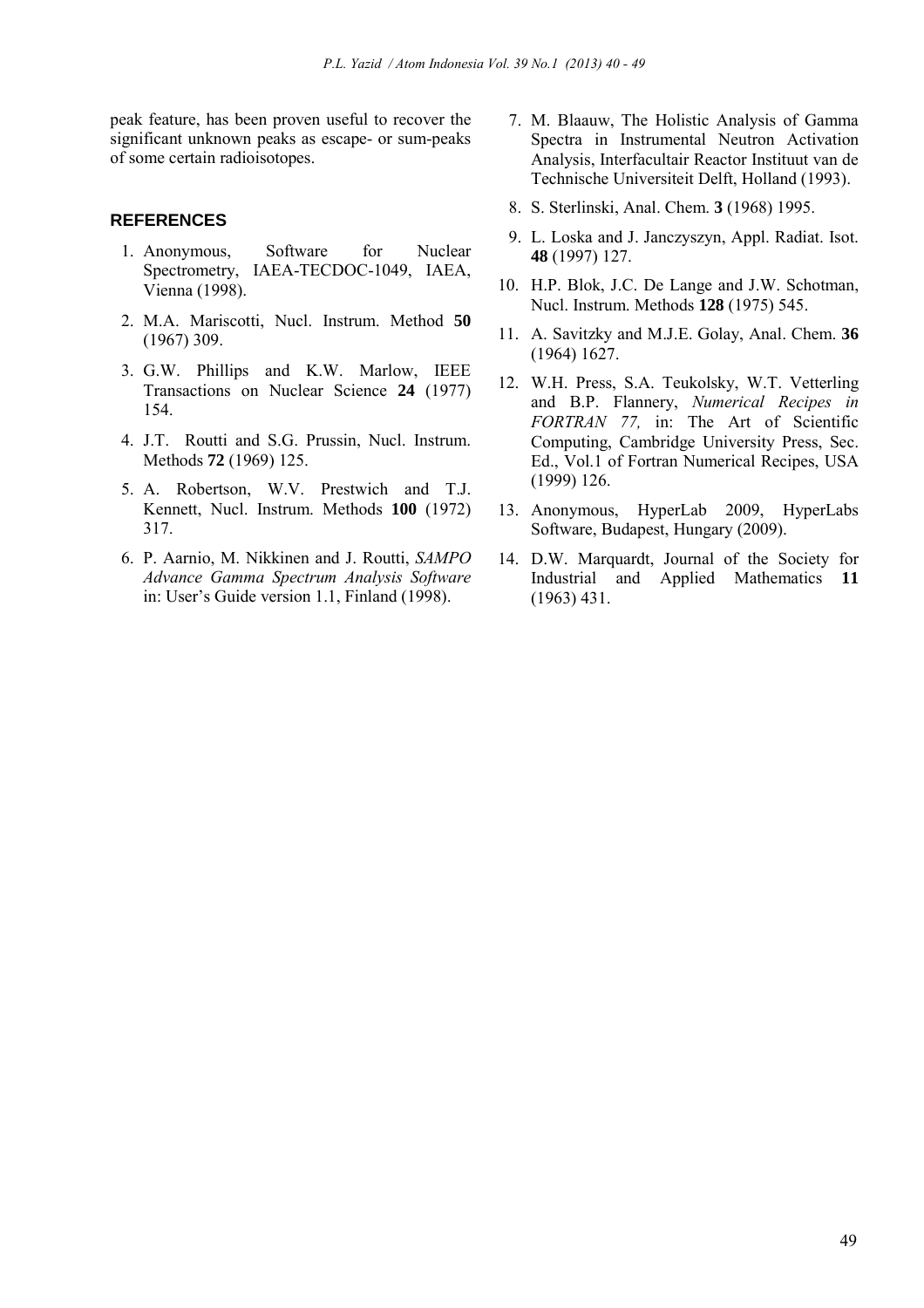peak feature, has been proven useful to recover the significant unknown peaks as escape- or sum-peaks of some certain radioisotopes.

## REFERENCES

1. Anonymous, Software for Nuclear Spectrometry, IAEA-TECDOC-1049, IAEA, Vienna (1998).
2. M.A. Mariscotti, Nucl. Instrum. Method **50** (1967) 309.
3. G.W. Phillips and K.W. Marlow, IEEE Transactions on Nuclear Science **24** (1977) 154.
4. J.T. Routti and S.G. Prussin, Nucl. Instrum. Methods **72** (1969) 125.
5. A. Robertson, W.V. Prestwich and T.J. Kennett, Nucl. Instrum. Methods **100** (1972) 317.
6. P. Aarnio, M. Nikkinen and J. Routti, *SAMPO Advance Gamma Spectrum Analysis Software* in: User's Guide version 1.1, Finland (1998).
7. M. Blaauw, The Holistic Analysis of Gamma Spectra in Instrumental Neutron Activation Analysis, Interfacultair Reactor Instituut van de Technische Universiteit Delft, Holland (1993).
8. S. Sterlinski, Anal. Chem. **3** (1968) 1995.
9. L. Loska and J. Janczyszyn, Appl. Radiat. Isot. **48** (1997) 127.
10. H.P. Blok, J.C. De Lange and J.W. Schotman, Nucl. Instrum. Methods **128** (1975) 545.
11. A. Savitzky and M.J.E. Golay, Anal. Chem. **36** (1964) 1627.
12. W.H. Press, S.A. Teukolsky, W.T. Vetterling and B.P. Flannery, *Numerical Recipes in FORTRAN 77,* in: The Art of Scientific Computing, Cambridge University Press, Sec. Ed., Vol.1 of Fortran Numerical Recipes, USA (1999) 126.
13. Anonymous, HyperLab 2009, HyperLabs Software, Budapest, Hungary (2009).
14. D.W. Marquardt, Journal of the Society for Industrial and Applied Mathematics **11** (1963) 431.